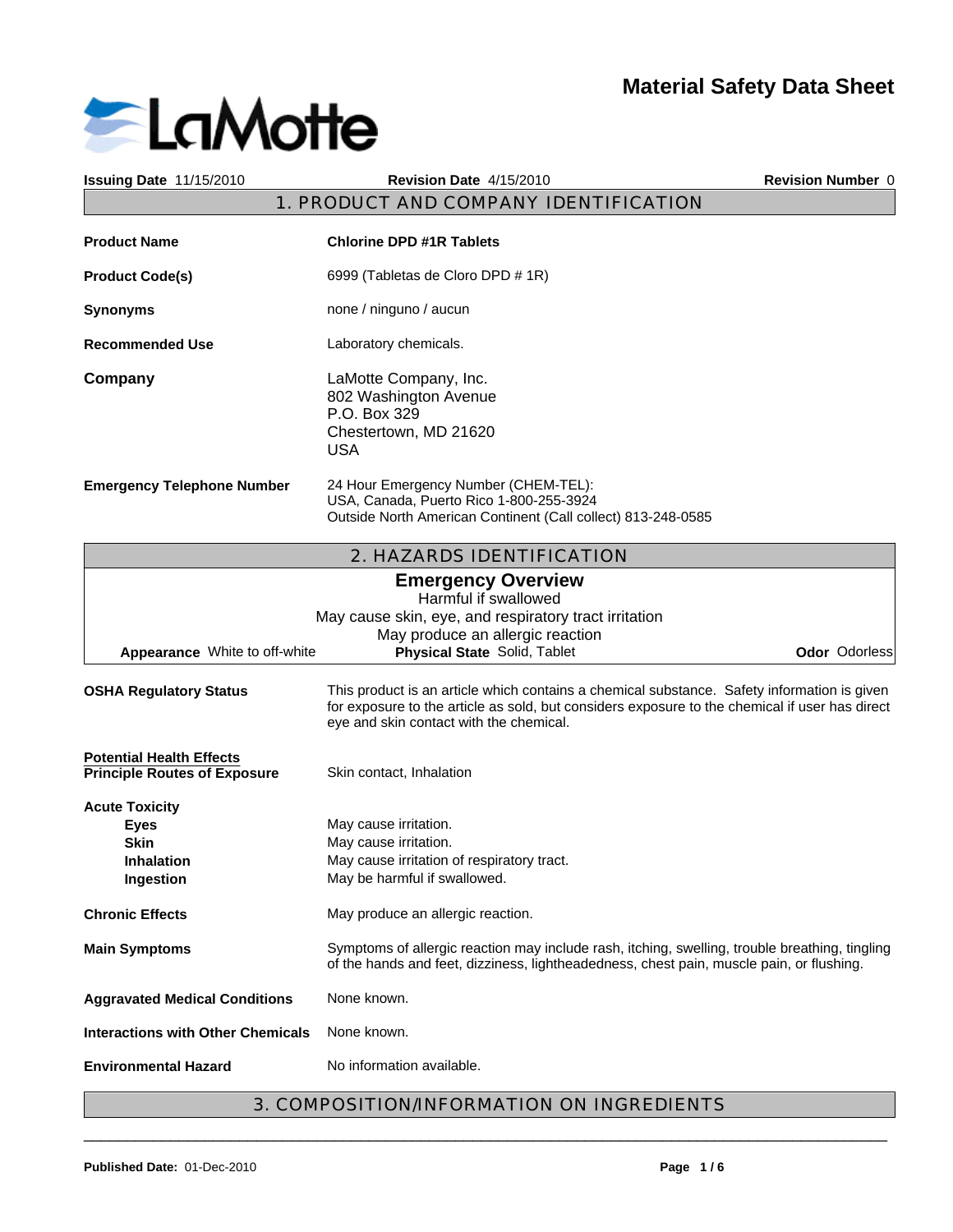# Material Safety Data Sheet

LaMotte

**Issuing Date** 11/15/2010 **Revision Date** 4/15/2010 **Revision Number** 0

## 1. PRODUCT AND COMPANY IDENTIFICATION

| | |
|---|---|
| **Product Name** | **Chlorine DPD #1R Tablets** |
| **Product Code(s)** | 6999 (Tabletas de Cloro DPD # 1R) |
| **Synonyms** | none / ninguno / aucun |
| **Recommended Use** | Laboratory chemicals. |
| **Company** | LaMotte Company, Inc.<br>802 Washington Avenue<br>P.O. Box 329<br>Chestertown, MD 21620<br>USA |
| **Emergency Telephone Number** | 24 Hour Emergency Number (CHEM-TEL):<br>USA, Canada, Puerto Rico 1-800-255-3924<br>Outside North American Continent (Call collect) 813-248-0585 |

## 2. HAZARDS IDENTIFICATION

### Emergency Overview

Harmful if swallowed
May cause skin, eye, and respiratory tract irritation
May produce an allergic reaction

**Appearance** White to off-white **Physical State** Solid, Tablet **Odor** Odorless

| | |
|---|---|
| **OSHA Regulatory Status** | This product is an article which contains a chemical substance. Safety information is given for exposure to the article as sold, but considers exposure to the chemical if user has direct eye and skin contact with the chemical. |

**Potential Health Effects**

| | |
|---|---|
| **Principle Routes of Exposure** | Skin contact, Inhalation |

**Acute Toxicity**

| | |
|---|---|
| **Eyes** | May cause irritation. |
| **Skin** | May cause irritation. |
| **Inhalation** | May cause irritation of respiratory tract. |
| **Ingestion** | May be harmful if swallowed. |

| | |
|---|---|
| **Chronic Effects** | May produce an allergic reaction. |
| **Main Symptoms** | Symptoms of allergic reaction may include rash, itching, swelling, trouble breathing, tingling of the hands and feet, dizziness, lightheadedness, chest pain, muscle pain, or flushing. |
| **Aggravated Medical Conditions** | None known. |
| **Interactions with Other Chemicals** | None known. |
| **Environmental Hazard** | No information available. |

## 3. COMPOSITION/INFORMATION ON INGREDIENTS

**Published Date:** 01-Dec-2010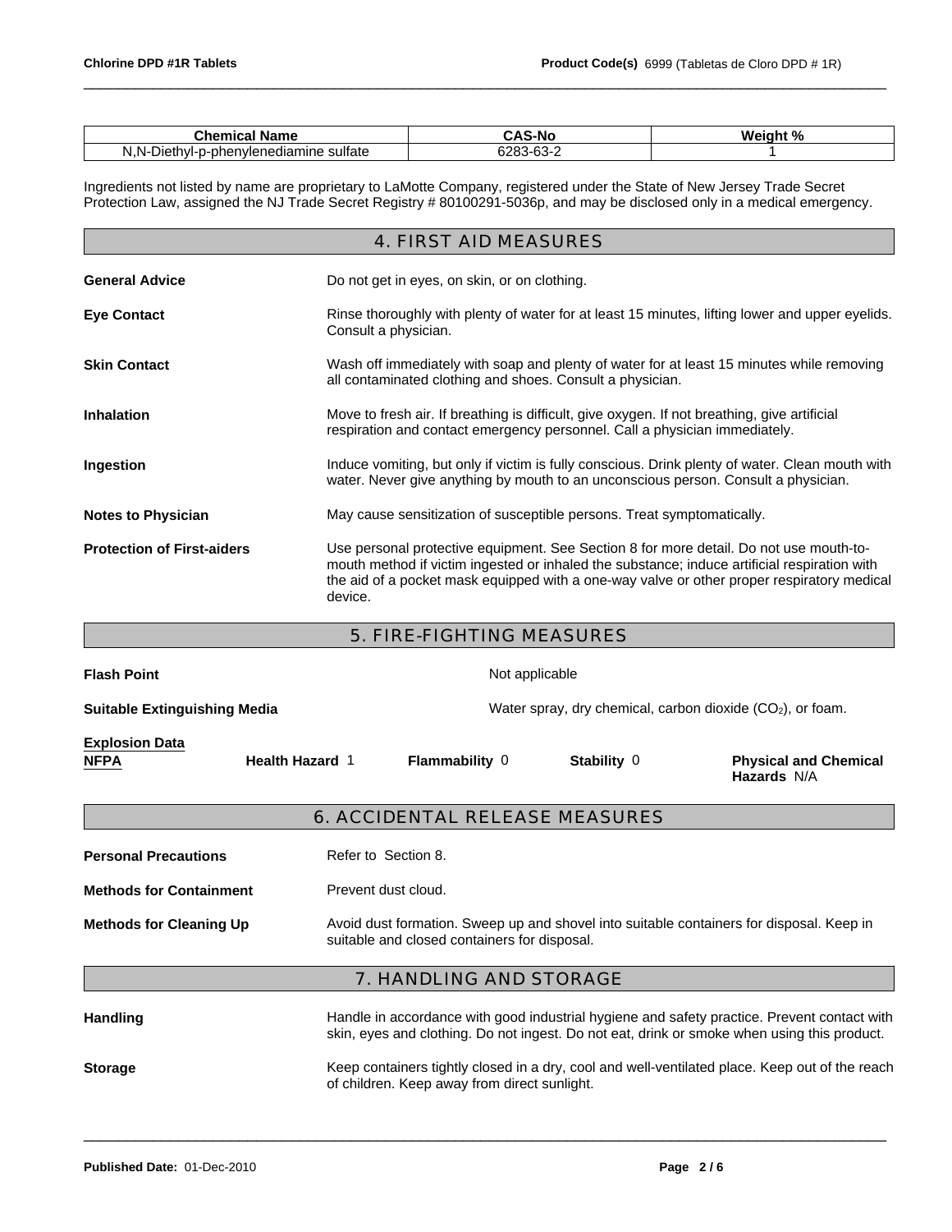| Chemical Name | CAS-No | Weight % |
|---|---|---|
| N,N-Diethyl-p-phenylenediamine sulfate | 6283-63-2 | 1 |

Ingredients not listed by name are proprietary to LaMotte Company, registered under the State of New Jersey Trade Secret Protection Law, assigned the NJ Trade Secret Registry # 80100291-5036p, and may be disclosed only in a medical emergency.

## 4. FIRST AID MEASURES

**General Advice** Do not get in eyes, on skin, or on clothing.

**Eye Contact** Rinse thoroughly with plenty of water for at least 15 minutes, lifting lower and upper eyelids. Consult a physician.

**Skin Contact** Wash off immediately with soap and plenty of water for at least 15 minutes while removing all contaminated clothing and shoes. Consult a physician.

**Inhalation** Move to fresh air. If breathing is difficult, give oxygen. If not breathing, give artificial respiration and contact emergency personnel. Call a physician immediately.

**Ingestion** Induce vomiting, but only if victim is fully conscious. Drink plenty of water. Clean mouth with water. Never give anything by mouth to an unconscious person. Consult a physician.

**Notes to Physician** May cause sensitization of susceptible persons. Treat symptomatically.

**Protection of First-aiders** Use personal protective equipment. See Section 8 for more detail. Do not use mouth-to-mouth method if victim ingested or inhaled the substance; induce artificial respiration with the aid of a pocket mask equipped with a one-way valve or other proper respiratory medical device.

## 5. FIRE-FIGHTING MEASURES

**Flash Point** Not applicable

**Suitable Extinguishing Media** Water spray, dry chemical, carbon dioxide ($CO_2$), or foam.

**Explosion Data**

**NFPA** **Health Hazard** 1 **Flammability** 0 **Stability** 0 **Physical and Chemical Hazards** N/A

## 6. ACCIDENTAL RELEASE MEASURES

**Personal Precautions** Refer to Section 8.

**Methods for Containment** Prevent dust cloud.

**Methods for Cleaning Up** Avoid dust formation. Sweep up and shovel into suitable containers for disposal. Keep in suitable and closed containers for disposal.

## 7. HANDLING AND STORAGE

**Handling** Handle in accordance with good industrial hygiene and safety practice. Prevent contact with skin, eyes and clothing. Do not ingest. Do not eat, drink or smoke when using this product.

**Storage** Keep containers tightly closed in a dry, cool and well-ventilated place. Keep out of the reach of children. Keep away from direct sunlight.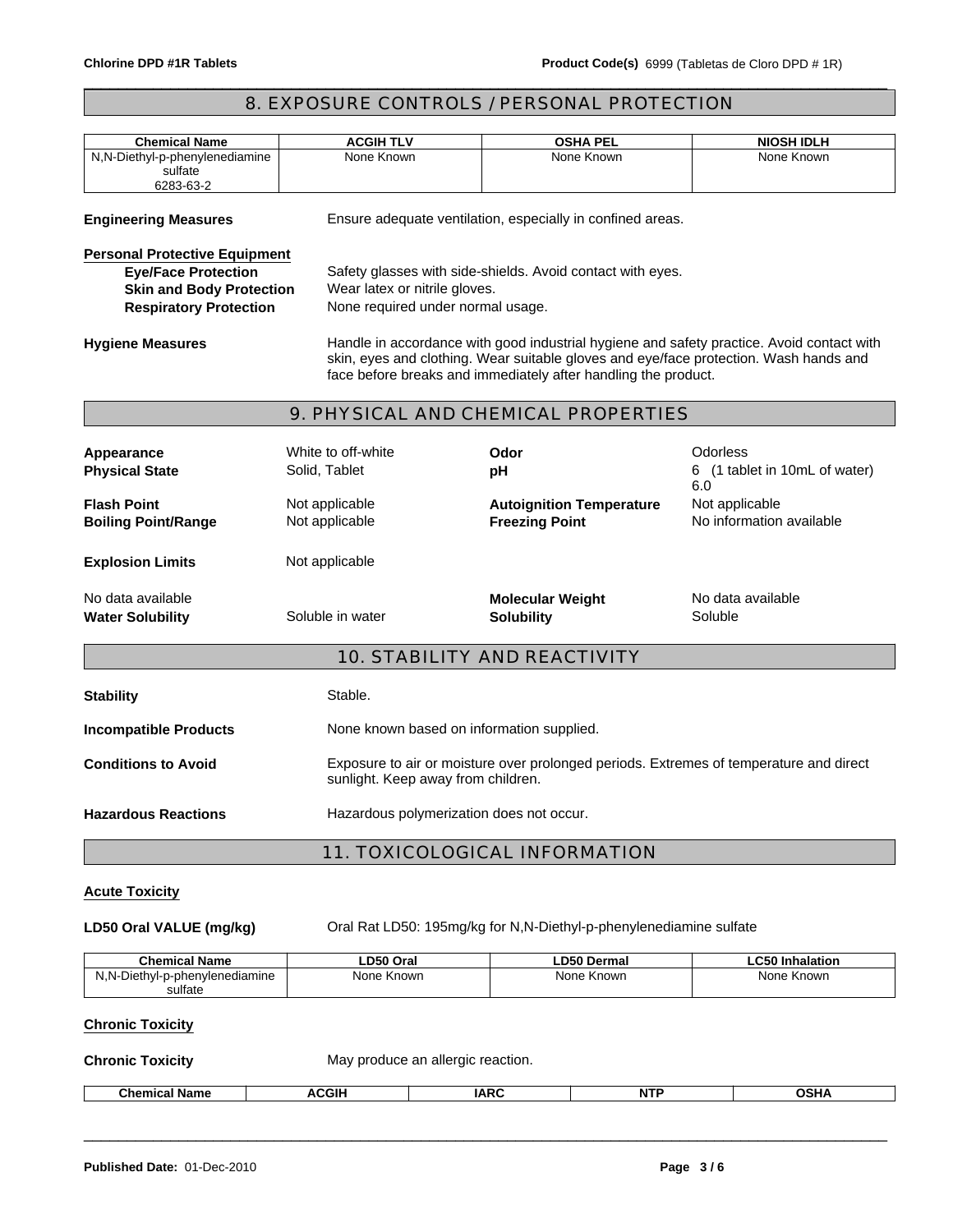## 8. EXPOSURE CONTROLS / PERSONAL PROTECTION

| Chemical Name | ACGIH TLV | OSHA PEL | NIOSH IDLH |
|---|---|---|---|
| N,N-Diethyl-p-phenylenediamine sulfate 6283-63-2 | None Known | None Known | None Known |

**Engineering Measures** Ensure adequate ventilation, especially in confined areas.

**Personal Protective Equipment**

**Eye/Face Protection** Safety glasses with side-shields. Avoid contact with eyes.

**Skin and Body Protection** Wear latex or nitrile gloves.

**Respiratory Protection** None required under normal usage.

**Hygiene Measures** Handle in accordance with good industrial hygiene and safety practice. Avoid contact with skin, eyes and clothing. Wear suitable gloves and eye/face protection. Wash hands and face before breaks and immediately after handling the product.

## 9. PHYSICAL AND CHEMICAL PROPERTIES

| | | | |
|---|---|---|---|
| **Appearance** | White to off-white | **Odor** | Odorless |
| **Physical State** | Solid, Tablet | **pH** | 6 (1 tablet in 10mL of water) 6.0 |
| **Flash Point** | Not applicable | **Autoignition Temperature** | Not applicable |
| **Boiling Point/Range** | Not applicable | **Freezing Point** | No information available |
| **Explosion Limits** | Not applicable | | |
| No data available | | **Molecular Weight** | No data available |
| **Water Solubility** | Soluble in water | **Solubility** | Soluble |

## 10. STABILITY AND REACTIVITY

**Stability** Stable.

**Incompatible Products** None known based on information supplied.

**Conditions to Avoid** Exposure to air or moisture over prolonged periods. Extremes of temperature and direct sunlight. Keep away from children.

**Hazardous Reactions** Hazardous polymerization does not occur.

## 11. TOXICOLOGICAL INFORMATION

**Acute Toxicity**

**LD50 Oral VALUE (mg/kg)** Oral Rat LD50: 195mg/kg for N,N-Diethyl-p-phenylenediamine sulfate

| Chemical Name | LD50 Oral | LD50 Dermal | LC50 Inhalation |
|---|---|---|---|
| N,N-Diethyl-p-phenylenediamine sulfate | None Known | None Known | None Known |

**Chronic Toxicity**

**Chronic Toxicity** May produce an allergic reaction.

| Chemical Name | ACGIH | IARC | NTP | OSHA |
|---|---|---|---|---|

**Published Date:** 01-Dec-2010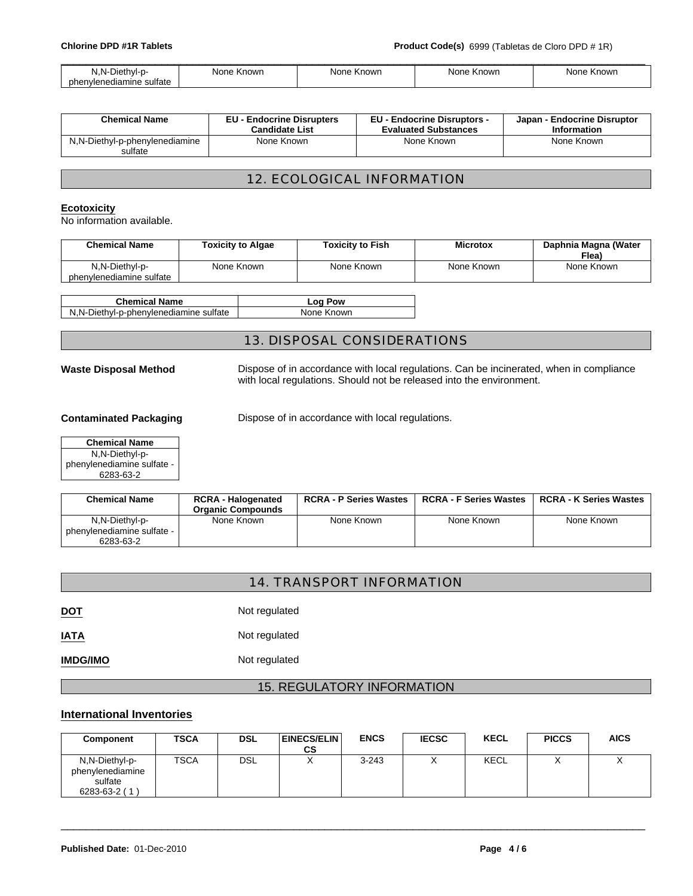| N,N-Diethyl-p-phenylenediamine sulfate | None Known | None Known | None Known | None Known |
|---|---|---|---|---|

| Chemical Name | EU - Endocrine Disrupters Candidate List | EU - Endocrine Disruptors - Evaluated Substances | Japan - Endocrine Disruptor Information |
|---|---|---|---|
| N,N-Diethyl-p-phenylenediamine sulfate | None Known | None Known | None Known |

## 12. ECOLOGICAL INFORMATION

### Ecotoxicity

No information available.

| Chemical Name | Toxicity to Algae | Toxicity to Fish | Microtox | Daphnia Magna (Water Flea) |
|---|---|---|---|---|
| N,N-Diethyl-p-phenylenediamine sulfate | None Known | None Known | None Known | None Known |

| Chemical Name | Log Pow |
|---|---|
| N,N-Diethyl-p-phenylenediamine sulfate | None Known |

## 13. DISPOSAL CONSIDERATIONS

**Waste Disposal Method** Dispose of in accordance with local regulations. Can be incinerated, when in compliance with local regulations. Should not be released into the environment.

**Contaminated Packaging** Dispose of in accordance with local regulations.

| Chemical Name |
|---|
| N,N-Diethyl-p-phenylenediamine sulfate - 6283-63-2 |

| Chemical Name | RCRA - Halogenated Organic Compounds | RCRA - P Series Wastes | RCRA - F Series Wastes | RCRA - K Series Wastes |
|---|---|---|---|---|
| N,N-Diethyl-p-phenylenediamine sulfate - 6283-63-2 | None Known | None Known | None Known | None Known |

## 14. TRANSPORT INFORMATION

**DOT** Not regulated

**IATA** Not regulated

**IMDG/IMO** Not regulated

## 15. REGULATORY INFORMATION

### International Inventories

| Component | TSCA | DSL | EINECS/ELINCS | ENCS | IECSC | KECL | PICCS | AICS |
|---|---|---|---|---|---|---|---|---|
| N,N-Diethyl-p-phenylenediamine sulfate 6283-63-2 ( 1 ) | TSCA | DSL | X | 3-243 | X | KECL | X | X |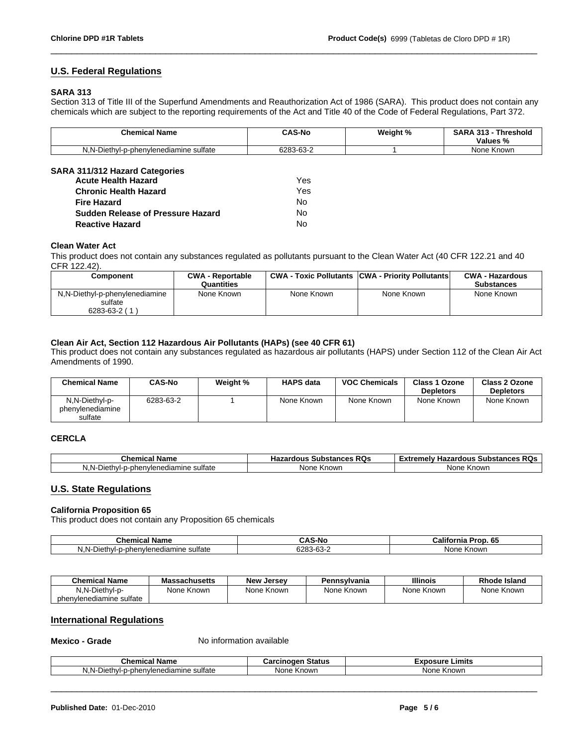## U.S. Federal Regulations

**SARA 313**

Section 313 of Title III of the Superfund Amendments and Reauthorization Act of 1986 (SARA). This product does not contain any chemicals which are subject to the reporting requirements of the Act and Title 40 of the Code of Federal Regulations, Part 372.

| Chemical Name | CAS-No | Weight % | SARA 313 - Threshold Values % |
|---|---|---|---|
| N,N-Diethyl-p-phenylenediamine sulfate | 6283-63-2 | 1 | None Known |

**SARA 311/312 Hazard Categories**

| | |
|---|---|
| **Acute Health Hazard** | Yes |
| **Chronic Health Hazard** | Yes |
| **Fire Hazard** | No |
| **Sudden Release of Pressure Hazard** | No |
| **Reactive Hazard** | No |

**Clean Water Act**

This product does not contain any substances regulated as pollutants pursuant to the Clean Water Act (40 CFR 122.21 and 40 CFR 122.42).

| Component | CWA - Reportable Quantities | CWA - Toxic Pollutants | CWA - Priority Pollutants | CWA - Hazardous Substances |
|---|---|---|---|---|
| N,N-Diethyl-p-phenylenediamine sulfate 6283-63-2 ( 1 ) | None Known | None Known | None Known | None Known |

**Clean Air Act, Section 112 Hazardous Air Pollutants (HAPs) (see 40 CFR 61)**

This product does not contain any substances regulated as hazardous air pollutants (HAPS) under Section 112 of the Clean Air Act Amendments of 1990.

| Chemical Name | CAS-No | Weight % | HAPS data | VOC Chemicals | Class 1 Ozone Depletors | Class 2 Ozone Depletors |
|---|---|---|---|---|---|---|
| N,N-Diethyl-p-phenylenediamine sulfate | 6283-63-2 | 1 | None Known | None Known | None Known | None Known |

**CERCLA**

| Chemical Name | Hazardous Substances RQs | Extremely Hazardous Substances RQs |
|---|---|---|
| N,N-Diethyl-p-phenylenediamine sulfate | None Known | None Known |

## U.S. State Regulations

**California Proposition 65**

This product does not contain any Proposition 65 chemicals

| Chemical Name | CAS-No | California Prop. 65 |
|---|---|---|
| N,N-Diethyl-p-phenylenediamine sulfate | 6283-63-2 | None Known |

| Chemical Name | Massachusetts | New Jersey | Pennsylvania | Illinois | Rhode Island |
|---|---|---|---|---|---|
| N,N-Diethyl-p-phenylenediamine sulfate | None Known | None Known | None Known | None Known | None Known |

## International Regulations

**Mexico - Grade** No information available

| Chemical Name | Carcinogen Status | Exposure Limits |
|---|---|---|
| N,N-Diethyl-p-phenylenediamine sulfate | None Known | None Known |

**Published Date:** 01-Dec-2010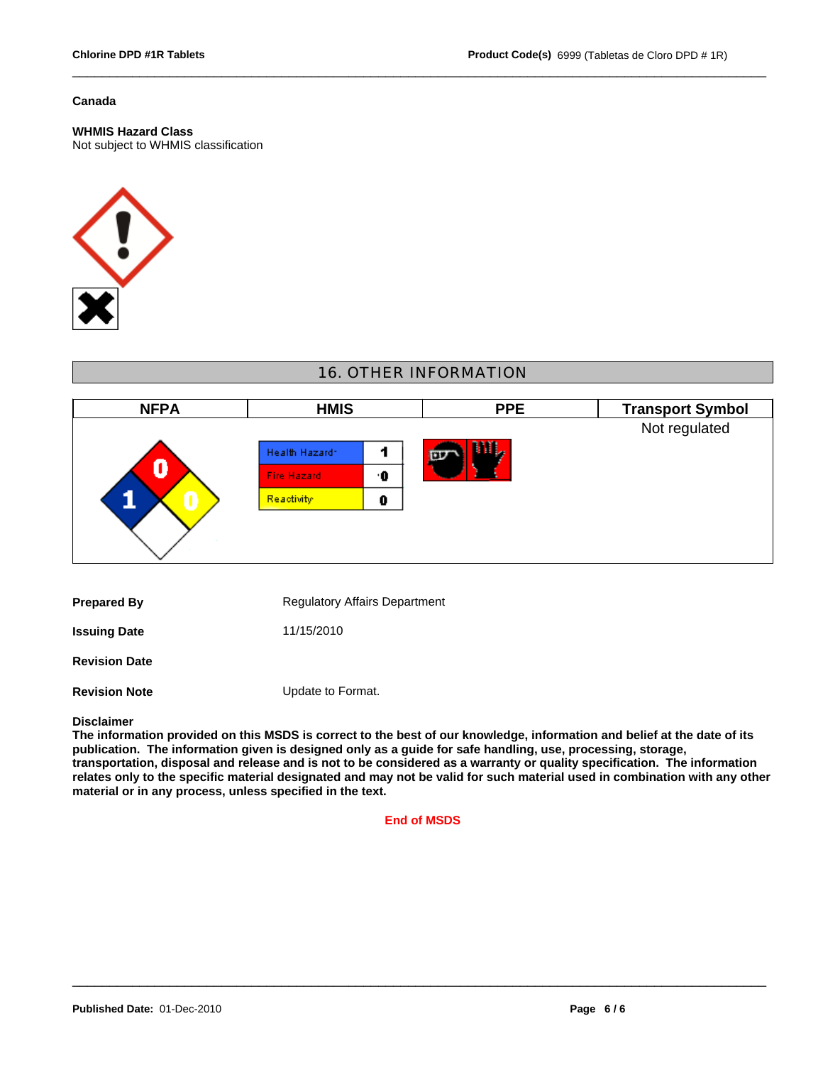**Canada**

**WHMIS Hazard Class**
Not subject to WHMIS classification

## 16. OTHER INFORMATION

| NFPA | HMIS | PPE | Transport Symbol |
|---|---|---|---|
| 0, 1, 0 | Health Hazard 1; Fire Hazard 0; Reactivity 0 | | Not regulated |

**Prepared By** Regulatory Affairs Department

**Issuing Date** 11/15/2010

**Revision Date**

**Revision Note** Update to Format.

**Disclaimer**
**The information provided on this MSDS is correct to the best of our knowledge, information and belief at the date of its publication. The information given is designed only as a guide for safe handling, use, processing, storage, transportation, disposal and release and is not to be considered as a warranty or quality specification. The information relates only to the specific material designated and may not be valid for such material used in combination with any other material or in any process, unless specified in the text.**

**End of MSDS**